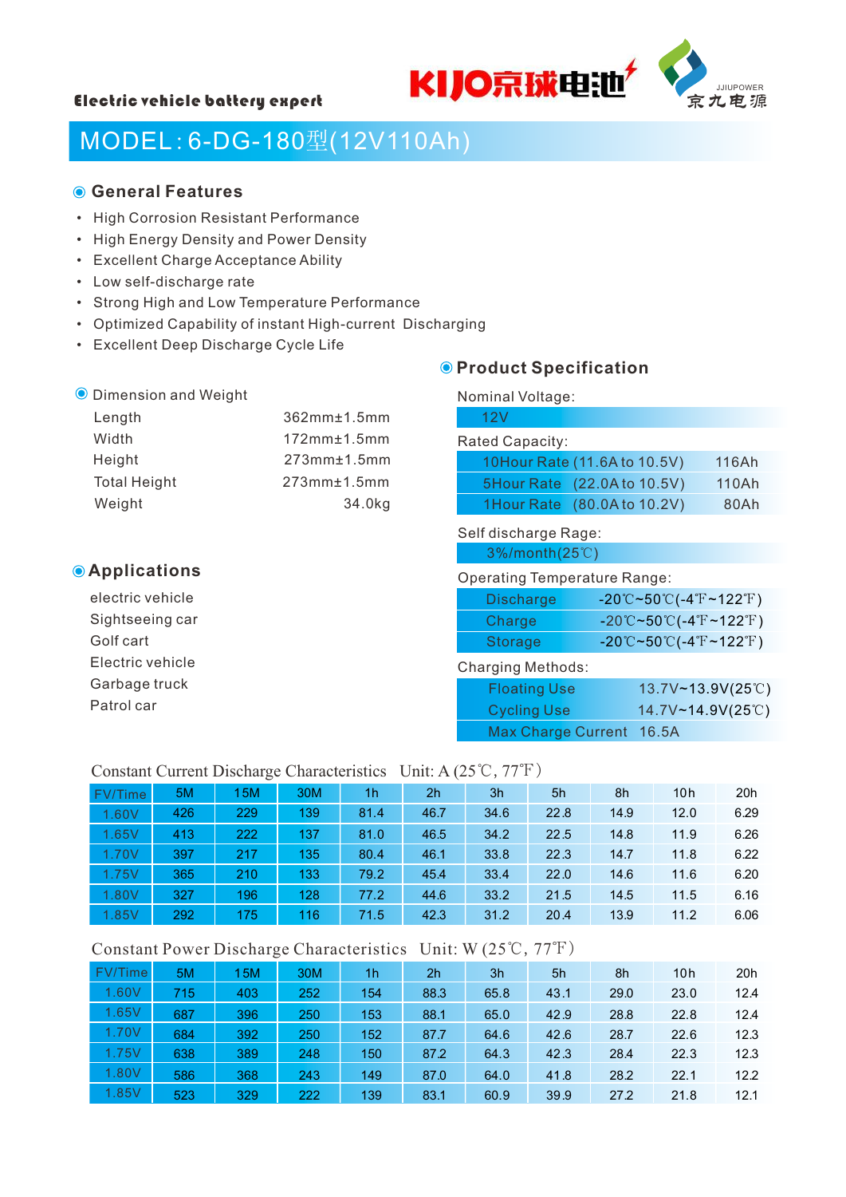Electric vehicle battery expert

KIJO京球电池 JJIUPOWER 京九电源

# MODEL：6-DG-180型(12V110Ah)

## General Features

- High Corrosion Resistant Performance
- High Energy Density and Power Density
- Excellent Charge Acceptance Ability
- Low self-discharge rate
- Strong High and Low Temperature Performance
- Optimized Capability of instant High-current Discharging
- Excellent Deep Discharge Cycle Life

## Dimension and Weight

| | |
|---|---|
| Length | 362mm±1.5mm |
| Width | 172mm±1.5mm |
| Height | 273mm±1.5mm |
| Total Height | 273mm±1.5mm |
| Weight | 34.0kg |

## Applications

electric vehicle
Sightseeing car
Golf cart
Electric vehicle
Garbage truck
Patrol car

## Product Specification

Nominal Voltage:

12V

Rated Capacity:

| | |
|---|---|
| 10Hour Rate (11.6A to 10.5V) | 116Ah |
| 5Hour Rate (22.0A to 10.5V) | 110Ah |
| 1Hour Rate (80.0A to 10.2V) | 80Ah |

Self discharge Rage:

3%/month(25℃)

Operating Temperature Range:

| | |
|---|---|
| Discharge | -20℃~50℃(-4℉~122℉) |
| Charge | -20℃~50℃(-4℉~122℉) |
| Storage | -20℃~50℃(-4℉~122℉) |

Charging Methods:

| | |
|---|---|
| Floating Use | 13.7V~13.9V(25℃) |
| Cycling Use | 14.7V~14.9V(25℃) |
| Max Charge Current | 16.5A |

Constant Current Discharge Characteristics Unit: A (25℃, 77℉)

| FV/Time | 5M | 15M | 30M | 1h | 2h | 3h | 5h | 8h | 10h | 20h |
|---|---|---|---|---|---|---|---|---|---|---|
| 1.60V | 426 | 229 | 139 | 81.4 | 46.7 | 34.6 | 22.8 | 14.9 | 12.0 | 6.29 |
| 1.65V | 413 | 222 | 137 | 81.0 | 46.5 | 34.2 | 22.5 | 14.8 | 11.9 | 6.26 |
| 1.70V | 397 | 217 | 135 | 80.4 | 46.1 | 33.8 | 22.3 | 14.7 | 11.8 | 6.22 |
| 1.75V | 365 | 210 | 133 | 79.2 | 45.4 | 33.4 | 22.0 | 14.6 | 11.6 | 6.20 |
| 1.80V | 327 | 196 | 128 | 77.2 | 44.6 | 33.2 | 21.5 | 14.5 | 11.5 | 6.16 |
| 1.85V | 292 | 175 | 116 | 71.5 | 42.3 | 31.2 | 20.4 | 13.9 | 11.2 | 6.06 |

Constant Power Discharge Characteristics Unit: W (25℃, 77℉)

| FV/Time | 5M | 15M | 30M | 1h | 2h | 3h | 5h | 8h | 10h | 20h |
|---|---|---|---|---|---|---|---|---|---|---|
| 1.60V | 715 | 403 | 252 | 154 | 88.3 | 65.8 | 43.1 | 29.0 | 23.0 | 12.4 |
| 1.65V | 687 | 396 | 250 | 153 | 88.1 | 65.0 | 42.9 | 28.8 | 22.8 | 12.4 |
| 1.70V | 684 | 392 | 250 | 152 | 87.7 | 64.6 | 42.6 | 28.7 | 22.6 | 12.3 |
| 1.75V | 638 | 389 | 248 | 150 | 87.2 | 64.3 | 42.3 | 28.4 | 22.3 | 12.3 |
| 1.80V | 586 | 368 | 243 | 149 | 87.0 | 64.0 | 41.8 | 28.2 | 22.1 | 12.2 |
| 1.85V | 523 | 329 | 222 | 139 | 83.1 | 60.9 | 39.9 | 27.2 | 21.8 | 12.1 |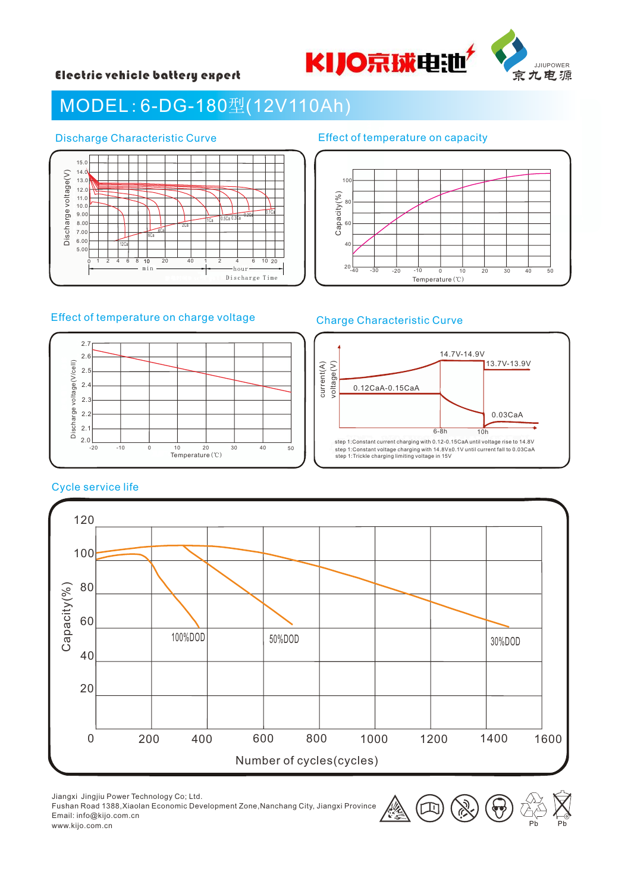Electric vehicle battery expert

KIJO京球电池 JJIUPOWER 京九电源

# MODEL: 6-DG-180型(12V110Ah)

## Discharge Characteristic Curve

Discharge voltage(V)

15.0
14.0
13.0
12.0
11.0
10.0
9.00
8.00
7.00
6.00
5.00

12Ca
8Ca
6Ca
2Ca
1Ca
0.5Ca
0.33Ca
0.2Ca
0.1Ca

0 1 2 4 6 8 10 20 40 1 2 4 6 10 20

min

hour

Discharge Time

## Effect of temperature on capacity

Capacity(%)

100
80
60
40
20

-40 -30 -20 -10 0 10 20 30 40 50

Temperature(℃)

## Effect of temperature on charge voltage

Discharge voltage(V/cell)

2.7
2.6
2.5
2.4
2.3
2.2
2.1
2.0

-20 -10 0 10 20 30 40 50

Temperature(℃)

## Charge Characteristic Curve

current(A)
voltage(V)

14.7V-14.9V
13.7V-13.9V
0.12CaA-0.15CaA
0.03CaA
6-8h
10h

step 1:Constant current charging with 0.12-0.15CaA until voltage rise to 14.8V
step 1:Constant voltage charging with 14.8V±0.1V until current fall to 0.03CaA
step 1:Trickle charging limiting voltage in 15V

## Cycle service life

Capacity(%)

120
100
80
60
40
20
0

100%DOD
50%DOD
30%DOD

200 400 600 800 1000 1200 1400 1600

Number of cycles(cycles)

Jiangxi Jingjiu Power Technology Co; Ltd.
Fushan Road 1388,Xiaolan Economic Development Zone,Nanchang City, Jiangxi Province
Email: info@kijo.com.cn
www.kijo.com.cn

Pb Pb